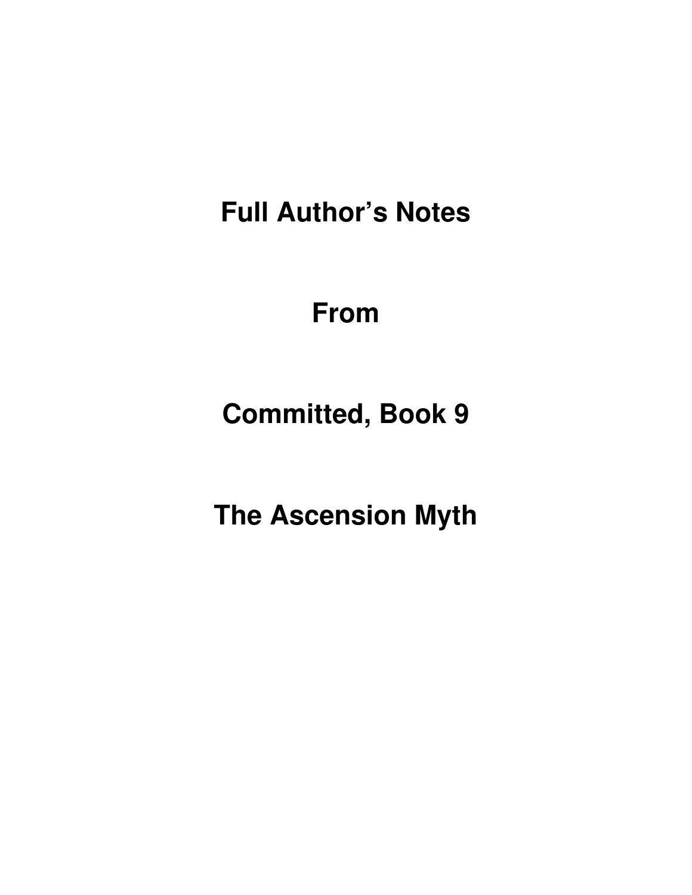# Full Author's Notes

# From

# Committed, Book 9

# The Ascension Myth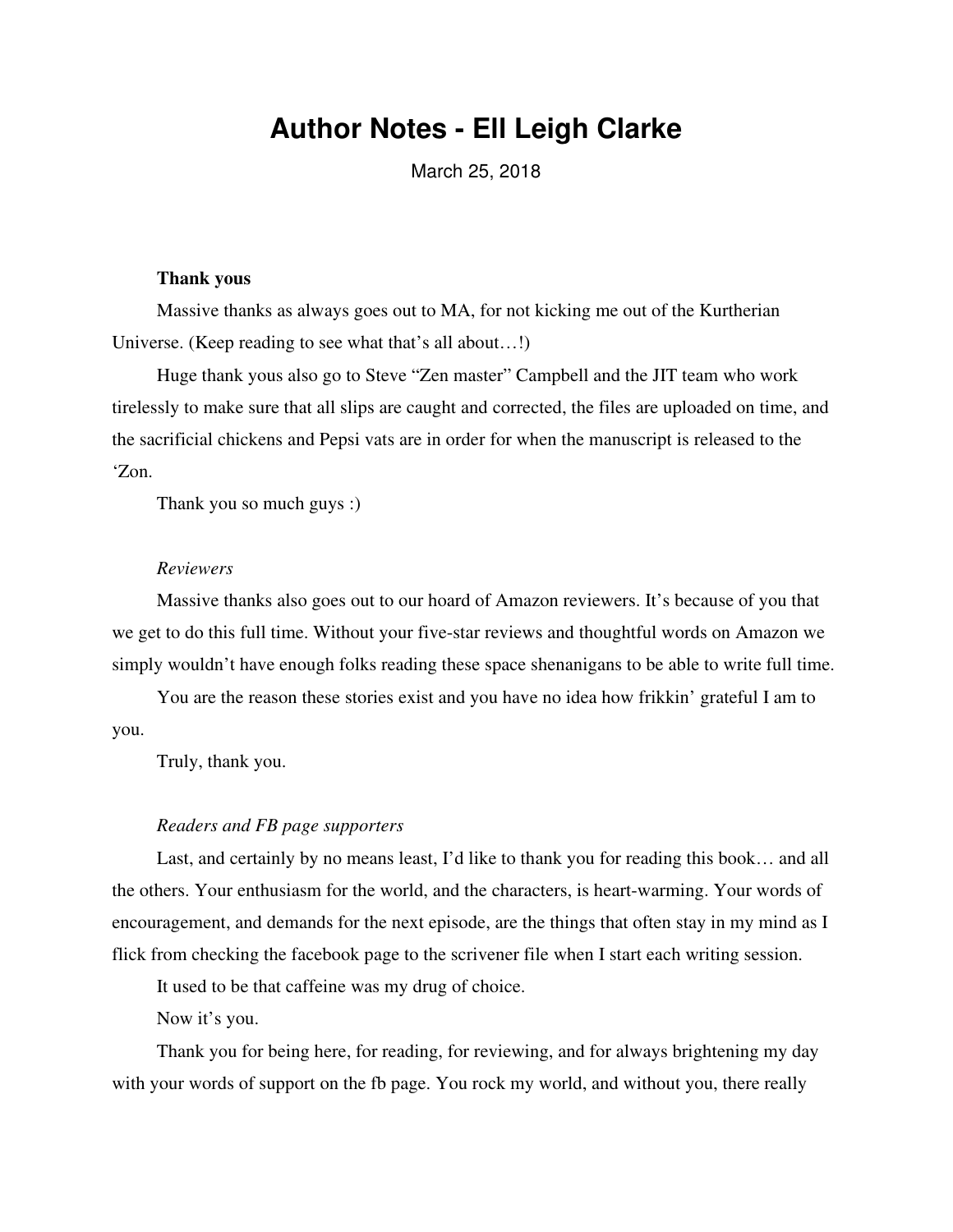# Author Notes - Ell Leigh Clarke

March 25, 2018

**Thank yous**

Massive thanks as always goes out to MA, for not kicking me out of the Kurtherian Universe. (Keep reading to see what that's all about…!)

Huge thank yous also go to Steve "Zen master" Campbell and the JIT team who work tirelessly to make sure that all slips are caught and corrected, the files are uploaded on time, and the sacrificial chickens and Pepsi vats are in order for when the manuscript is released to the 'Zon.

Thank you so much guys :)

*Reviewers*

Massive thanks also goes out to our hoard of Amazon reviewers. It's because of you that we get to do this full time. Without your five-star reviews and thoughtful words on Amazon we simply wouldn't have enough folks reading these space shenanigans to be able to write full time.

You are the reason these stories exist and you have no idea how frikkin' grateful I am to you.

Truly, thank you.

*Readers and FB page supporters*

Last, and certainly by no means least, I'd like to thank you for reading this book… and all the others. Your enthusiasm for the world, and the characters, is heart-warming. Your words of encouragement, and demands for the next episode, are the things that often stay in my mind as I flick from checking the facebook page to the scrivener file when I start each writing session.

It used to be that caffeine was my drug of choice.

Now it's you.

Thank you for being here, for reading, for reviewing, and for always brightening my day with your words of support on the fb page. You rock my world, and without you, there really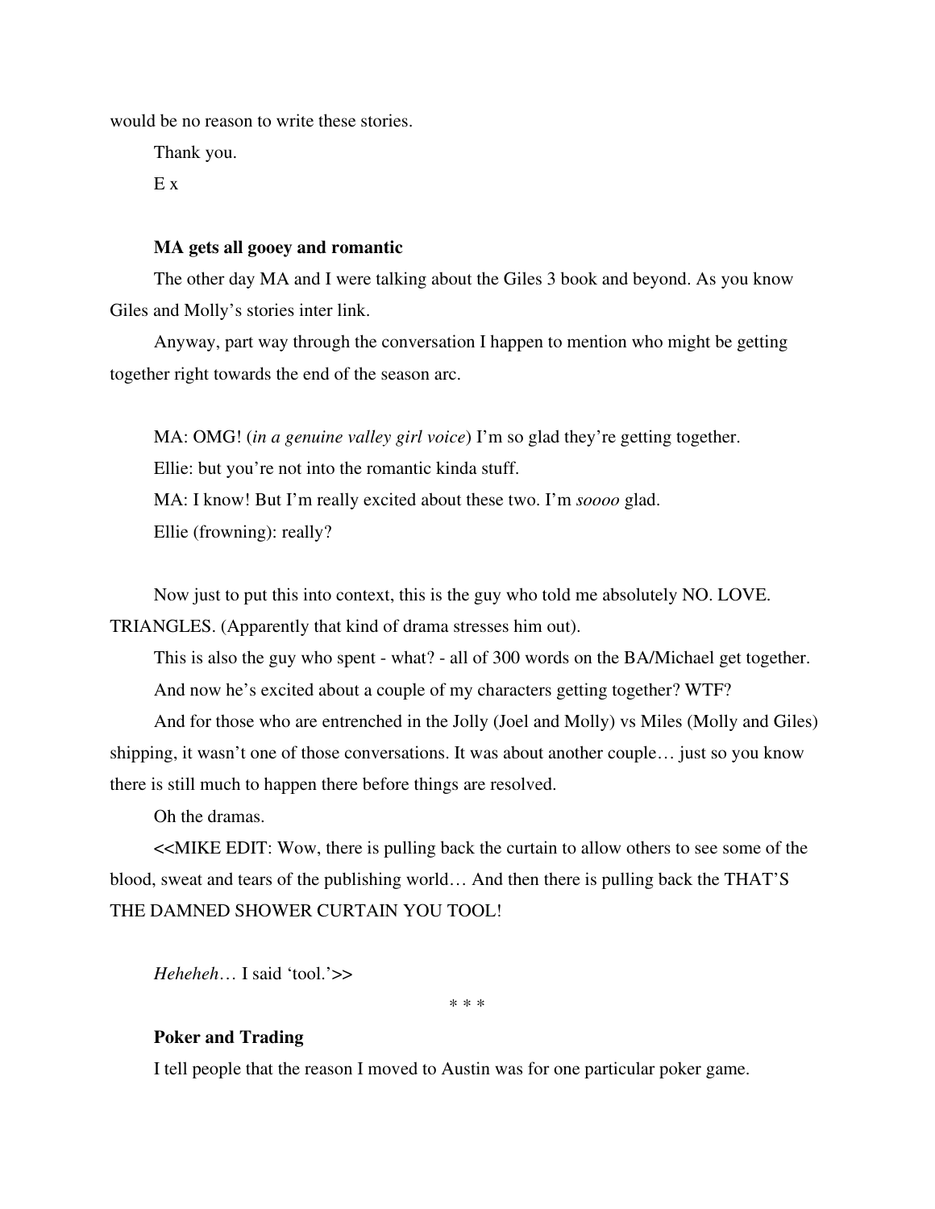would be no reason to write these stories.

Thank you.

E x

**MA gets all gooey and romantic**

The other day MA and I were talking about the Giles 3 book and beyond. As you know Giles and Molly's stories inter link.

Anyway, part way through the conversation I happen to mention who might be getting together right towards the end of the season arc.

MA: OMG! (*in a genuine valley girl voice*) I'm so glad they're getting together.

Ellie: but you're not into the romantic kinda stuff.

MA: I know! But I'm really excited about these two. I'm *soooo* glad.

Ellie (frowning): really?

Now just to put this into context, this is the guy who told me absolutely NO. LOVE. TRIANGLES. (Apparently that kind of drama stresses him out).

This is also the guy who spent - what? - all of 300 words on the BA/Michael get together.

And now he's excited about a couple of my characters getting together? WTF?

And for those who are entrenched in the Jolly (Joel and Molly) vs Miles (Molly and Giles) shipping, it wasn't one of those conversations. It was about another couple… just so you know there is still much to happen there before things are resolved.

Oh the dramas.

<<MIKE EDIT: Wow, there is pulling back the curtain to allow others to see some of the blood, sweat and tears of the publishing world… And then there is pulling back the THAT'S THE DAMNED SHOWER CURTAIN YOU TOOL!

*Heheheh*… I said 'tool.'>>

* * *

**Poker and Trading**

I tell people that the reason I moved to Austin was for one particular poker game.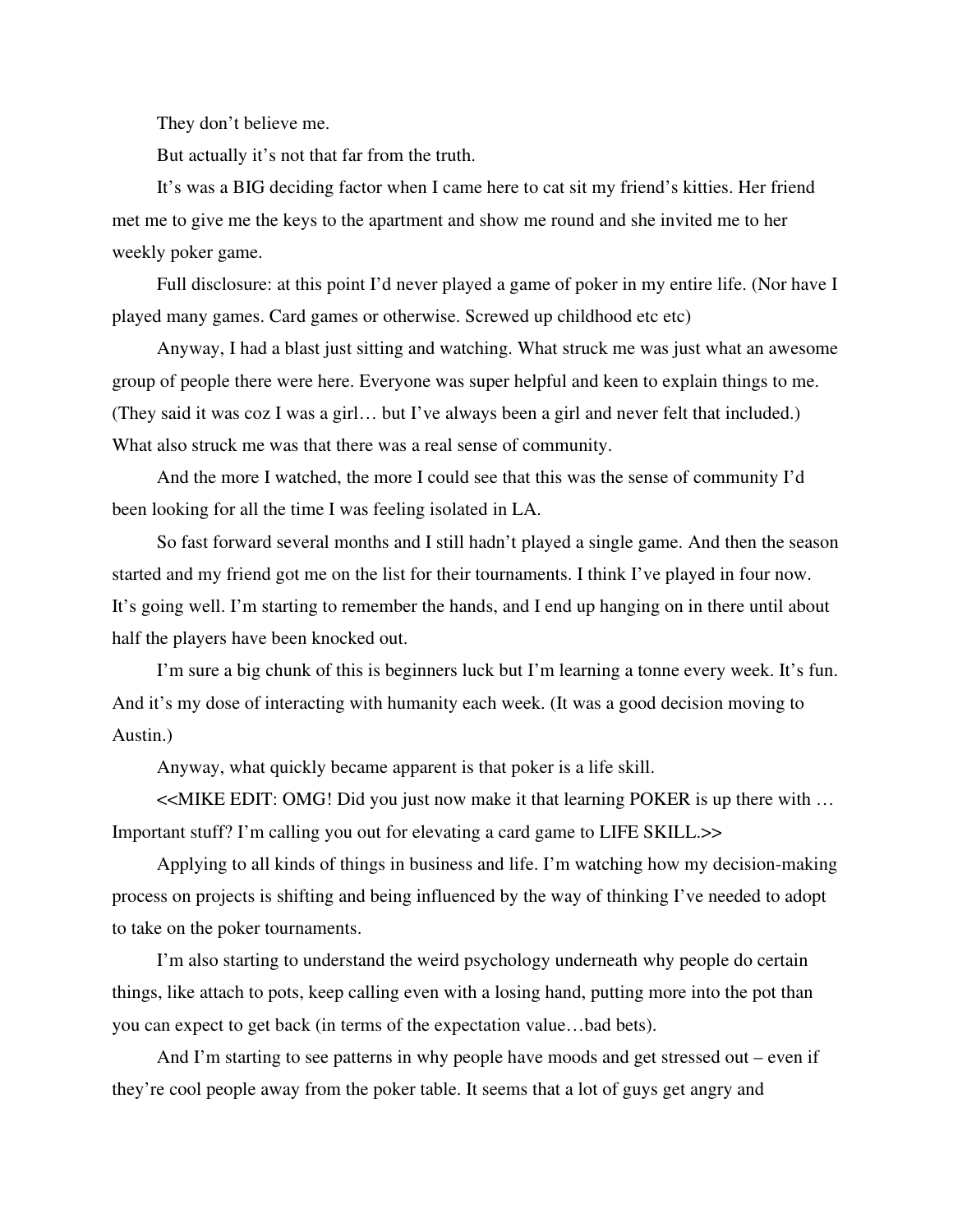They don't believe me.

But actually it's not that far from the truth.

It's was a BIG deciding factor when I came here to cat sit my friend's kitties. Her friend met me to give me the keys to the apartment and show me round and she invited me to her weekly poker game.

Full disclosure: at this point I'd never played a game of poker in my entire life. (Nor have I played many games. Card games or otherwise. Screwed up childhood etc etc)

Anyway, I had a blast just sitting and watching. What struck me was just what an awesome group of people there were here. Everyone was super helpful and keen to explain things to me. (They said it was coz I was a girl… but I've always been a girl and never felt that included.) What also struck me was that there was a real sense of community.

And the more I watched, the more I could see that this was the sense of community I'd been looking for all the time I was feeling isolated in LA.

So fast forward several months and I still hadn't played a single game. And then the season started and my friend got me on the list for their tournaments. I think I've played in four now. It's going well. I'm starting to remember the hands, and I end up hanging on in there until about half the players have been knocked out.

I'm sure a big chunk of this is beginners luck but I'm learning a tonne every week. It's fun. And it's my dose of interacting with humanity each week. (It was a good decision moving to Austin.)

Anyway, what quickly became apparent is that poker is a life skill.

<<MIKE EDIT: OMG! Did you just now make it that learning POKER is up there with … Important stuff? I'm calling you out for elevating a card game to LIFE SKILL.>>

Applying to all kinds of things in business and life. I'm watching how my decision-making process on projects is shifting and being influenced by the way of thinking I've needed to adopt to take on the poker tournaments.

I'm also starting to understand the weird psychology underneath why people do certain things, like attach to pots, keep calling even with a losing hand, putting more into the pot than you can expect to get back (in terms of the expectation value…bad bets).

And I'm starting to see patterns in why people have moods and get stressed out – even if they're cool people away from the poker table. It seems that a lot of guys get angry and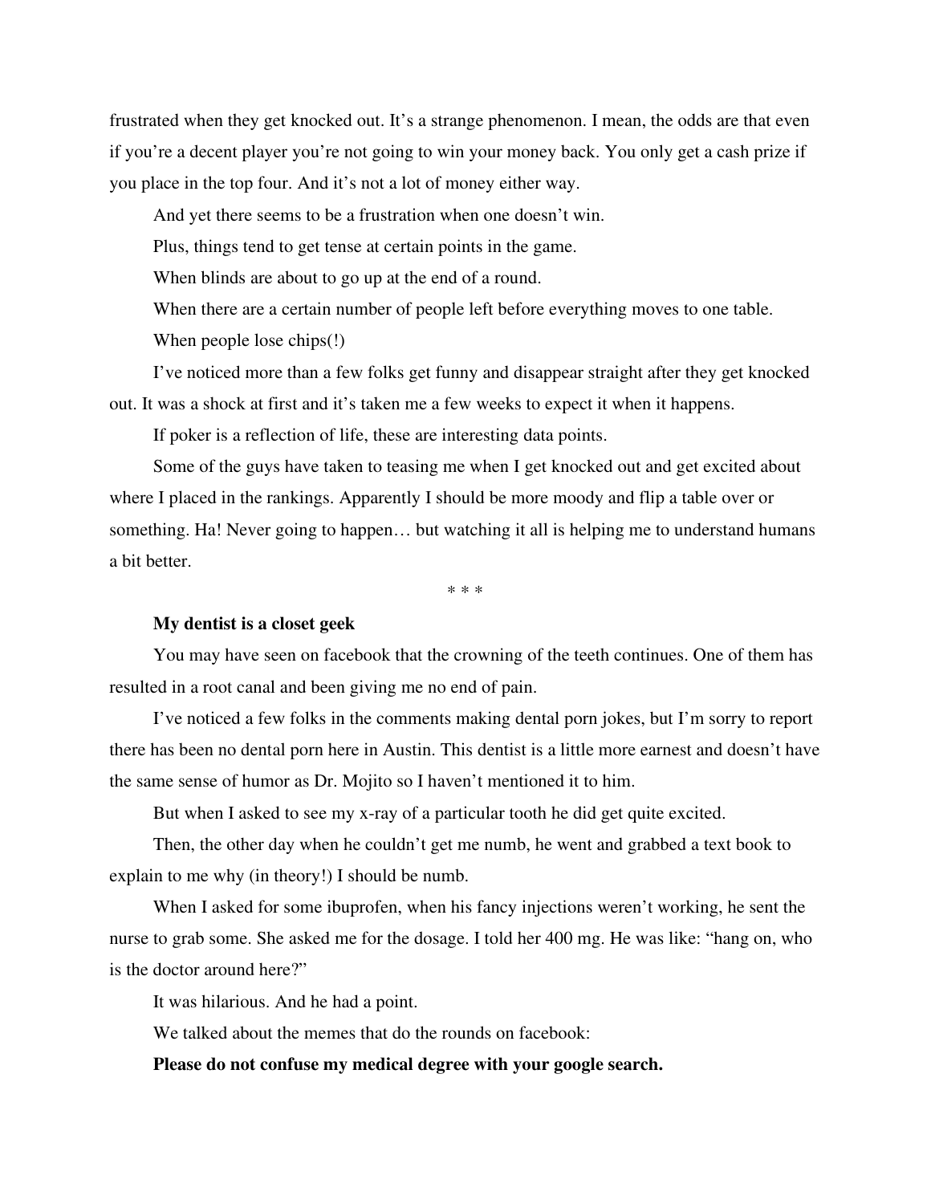frustrated when they get knocked out. It's a strange phenomenon. I mean, the odds are that even if you're a decent player you're not going to win your money back. You only get a cash prize if you place in the top four. And it's not a lot of money either way.

And yet there seems to be a frustration when one doesn't win.

Plus, things tend to get tense at certain points in the game.

When blinds are about to go up at the end of a round.

When there are a certain number of people left before everything moves to one table.

When people lose chips(!)

I've noticed more than a few folks get funny and disappear straight after they get knocked out. It was a shock at first and it's taken me a few weeks to expect it when it happens.

If poker is a reflection of life, these are interesting data points.

Some of the guys have taken to teasing me when I get knocked out and get excited about where I placed in the rankings. Apparently I should be more moody and flip a table over or something. Ha! Never going to happen… but watching it all is helping me to understand humans a bit better.

\* \* \*

**My dentist is a closet geek**

You may have seen on facebook that the crowning of the teeth continues. One of them has resulted in a root canal and been giving me no end of pain.

I've noticed a few folks in the comments making dental porn jokes, but I'm sorry to report there has been no dental porn here in Austin. This dentist is a little more earnest and doesn't have the same sense of humor as Dr. Mojito so I haven't mentioned it to him.

But when I asked to see my x-ray of a particular tooth he did get quite excited.

Then, the other day when he couldn't get me numb, he went and grabbed a text book to explain to me why (in theory!) I should be numb.

When I asked for some ibuprofen, when his fancy injections weren't working, he sent the nurse to grab some. She asked me for the dosage. I told her 400 mg. He was like: "hang on, who is the doctor around here?"

It was hilarious. And he had a point.

We talked about the memes that do the rounds on facebook:

**Please do not confuse my medical degree with your google search.**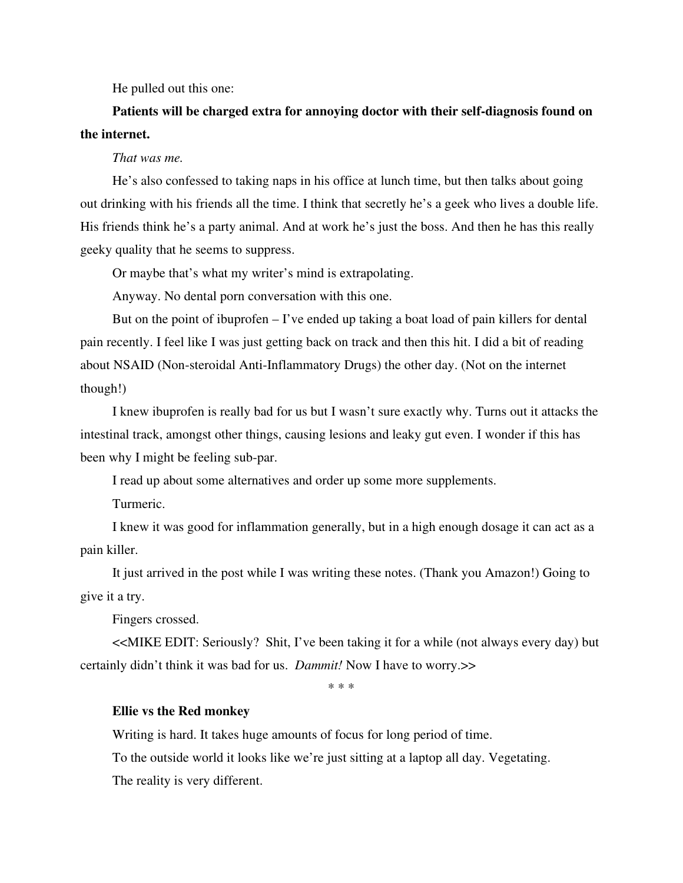He pulled out this one:

**Patients will be charged extra for annoying doctor with their self-diagnosis found on the internet.**

*That was me.*

He's also confessed to taking naps in his office at lunch time, but then talks about going out drinking with his friends all the time. I think that secretly he's a geek who lives a double life. His friends think he's a party animal. And at work he's just the boss. And then he has this really geeky quality that he seems to suppress.

Or maybe that's what my writer's mind is extrapolating.

Anyway. No dental porn conversation with this one.

But on the point of ibuprofen – I've ended up taking a boat load of pain killers for dental pain recently. I feel like I was just getting back on track and then this hit. I did a bit of reading about NSAID (Non-steroidal Anti-Inflammatory Drugs) the other day. (Not on the internet though!)

I knew ibuprofen is really bad for us but I wasn't sure exactly why. Turns out it attacks the intestinal track, amongst other things, causing lesions and leaky gut even. I wonder if this has been why I might be feeling sub-par.

I read up about some alternatives and order up some more supplements.

Turmeric.

I knew it was good for inflammation generally, but in a high enough dosage it can act as a pain killer.

It just arrived in the post while I was writing these notes. (Thank you Amazon!) Going to give it a try.

Fingers crossed.

<<MIKE EDIT: Seriously? Shit, I've been taking it for a while (not always every day) but certainly didn't think it was bad for us. *Dammit!* Now I have to worry.>>

\* \* \*

**Ellie vs the Red monkey**

Writing is hard. It takes huge amounts of focus for long period of time.

To the outside world it looks like we're just sitting at a laptop all day. Vegetating.

The reality is very different.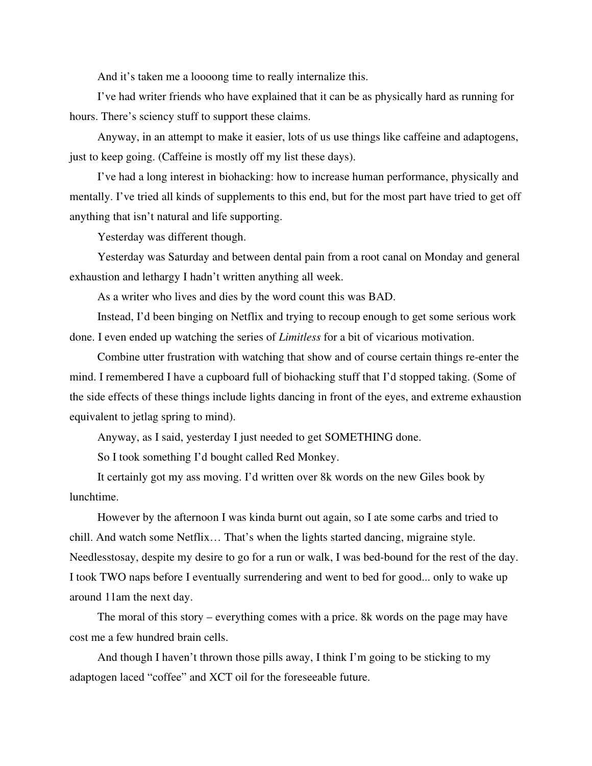And it's taken me a loooong time to really internalize this.

I've had writer friends who have explained that it can be as physically hard as running for hours. There's sciency stuff to support these claims.

Anyway, in an attempt to make it easier, lots of us use things like caffeine and adaptogens, just to keep going. (Caffeine is mostly off my list these days).

I've had a long interest in biohacking: how to increase human performance, physically and mentally. I've tried all kinds of supplements to this end, but for the most part have tried to get off anything that isn't natural and life supporting.

Yesterday was different though.

Yesterday was Saturday and between dental pain from a root canal on Monday and general exhaustion and lethargy I hadn't written anything all week.

As a writer who lives and dies by the word count this was BAD.

Instead, I'd been binging on Netflix and trying to recoup enough to get some serious work done. I even ended up watching the series of *Limitless* for a bit of vicarious motivation.

Combine utter frustration with watching that show and of course certain things re-enter the mind. I remembered I have a cupboard full of biohacking stuff that I'd stopped taking. (Some of the side effects of these things include lights dancing in front of the eyes, and extreme exhaustion equivalent to jetlag spring to mind).

Anyway, as I said, yesterday I just needed to get SOMETHING done.

So I took something I'd bought called Red Monkey.

It certainly got my ass moving. I'd written over 8k words on the new Giles book by lunchtime.

However by the afternoon I was kinda burnt out again, so I ate some carbs and tried to chill. And watch some Netflix… That's when the lights started dancing, migraine style. Needlesstosay, despite my desire to go for a run or walk, I was bed-bound for the rest of the day. I took TWO naps before I eventually surrendering and went to bed for good... only to wake up around 11am the next day.

The moral of this story – everything comes with a price. 8k words on the page may have cost me a few hundred brain cells.

And though I haven't thrown those pills away, I think I'm going to be sticking to my adaptogen laced "coffee" and XCT oil for the foreseeable future.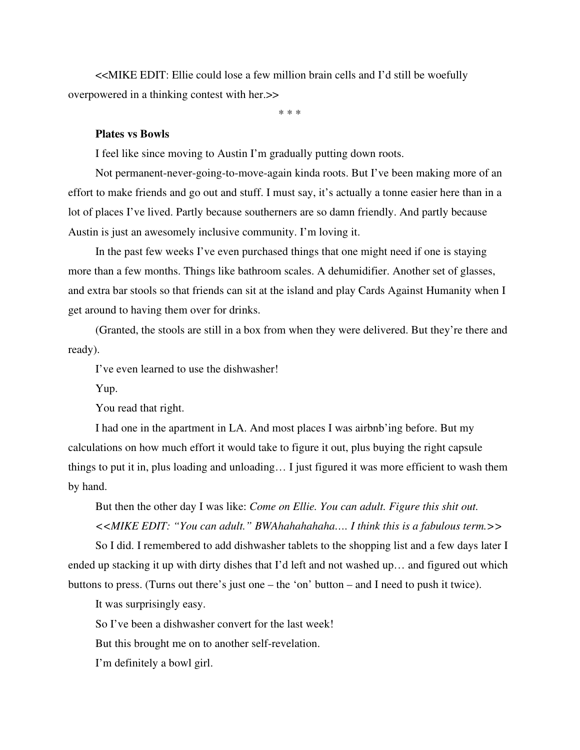<<MIKE EDIT: Ellie could lose a few million brain cells and I'd still be woefully overpowered in a thinking contest with her.>>

* * *

**Plates vs Bowls**

I feel like since moving to Austin I'm gradually putting down roots.

Not permanent-never-going-to-move-again kinda roots. But I've been making more of an effort to make friends and go out and stuff. I must say, it's actually a tonne easier here than in a lot of places I've lived. Partly because southerners are so damn friendly. And partly because Austin is just an awesomely inclusive community. I'm loving it.

In the past few weeks I've even purchased things that one might need if one is staying more than a few months. Things like bathroom scales. A dehumidifier. Another set of glasses, and extra bar stools so that friends can sit at the island and play Cards Against Humanity when I get around to having them over for drinks.

(Granted, the stools are still in a box from when they were delivered. But they're there and ready).

I've even learned to use the dishwasher!

Yup.

You read that right.

I had one in the apartment in LA. And most places I was airbnb'ing before. But my calculations on how much effort it would take to figure it out, plus buying the right capsule things to put it in, plus loading and unloading… I just figured it was more efficient to wash them by hand.

But then the other day I was like: *Come on Ellie. You can adult. Figure this shit out.*

*<<MIKE EDIT: "You can adult." BWAhahahahaha…. I think this is a fabulous term.>>*

So I did. I remembered to add dishwasher tablets to the shopping list and a few days later I ended up stacking it up with dirty dishes that I'd left and not washed up… and figured out which buttons to press. (Turns out there's just one – the 'on' button – and I need to push it twice).

It was surprisingly easy.

So I've been a dishwasher convert for the last week!

But this brought me on to another self-revelation.

I'm definitely a bowl girl.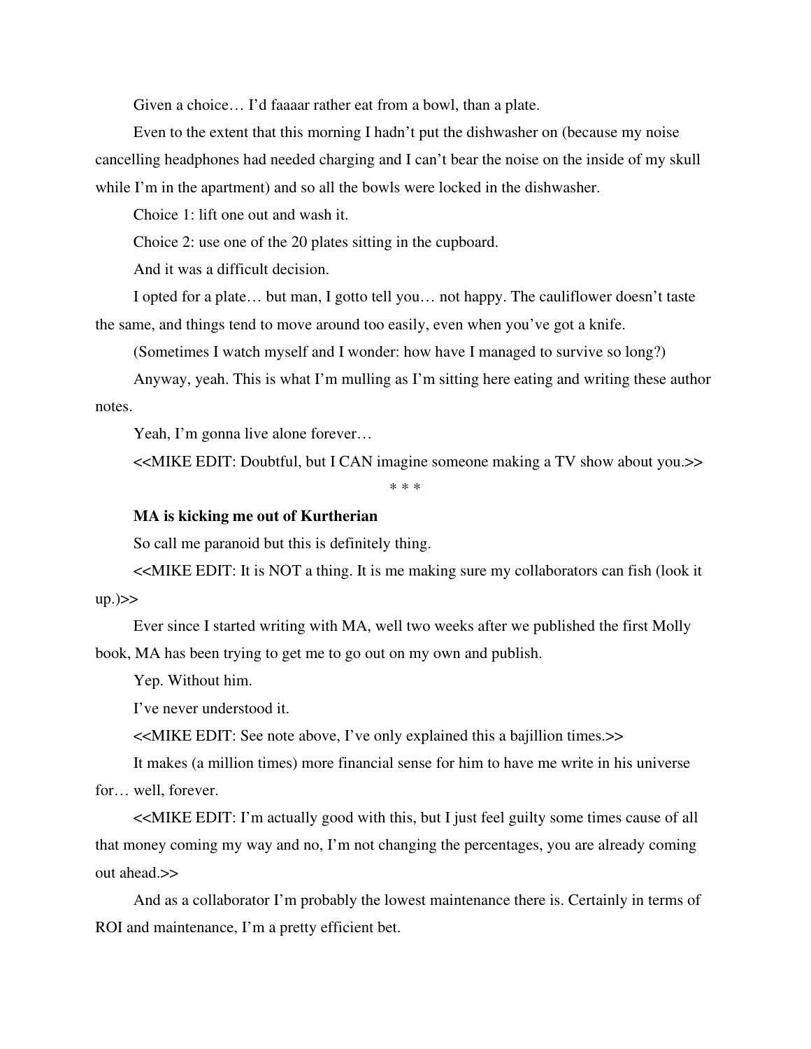Given a choice… I'd faaaar rather eat from a bowl, than a plate.

Even to the extent that this morning I hadn't put the dishwasher on (because my noise cancelling headphones had needed charging and I can't bear the noise on the inside of my skull while I'm in the apartment) and so all the bowls were locked in the dishwasher.

Choice 1: lift one out and wash it.

Choice 2: use one of the 20 plates sitting in the cupboard.

And it was a difficult decision.

I opted for a plate… but man, I gotto tell you… not happy. The cauliflower doesn't taste the same, and things tend to move around too easily, even when you've got a knife.

(Sometimes I watch myself and I wonder: how have I managed to survive so long?)

Anyway, yeah. This is what I'm mulling as I'm sitting here eating and writing these author notes.

Yeah, I'm gonna live alone forever…

<<MIKE EDIT: Doubtful, but I CAN imagine someone making a TV show about you.>>

\* \* \*

**MA is kicking me out of Kurtherian**

So call me paranoid but this is definitely thing.

<<MIKE EDIT: It is NOT a thing. It is me making sure my collaborators can fish (look it up.)>>

Ever since I started writing with MA, well two weeks after we published the first Molly book, MA has been trying to get me to go out on my own and publish.

Yep. Without him.

I've never understood it.

<<MIKE EDIT: See note above, I've only explained this a bajillion times.>>

It makes (a million times) more financial sense for him to have me write in his universe for… well, forever.

<<MIKE EDIT: I'm actually good with this, but I just feel guilty some times cause of all that money coming my way and no, I'm not changing the percentages, you are already coming out ahead.>>

And as a collaborator I'm probably the lowest maintenance there is. Certainly in terms of ROI and maintenance, I'm a pretty efficient bet.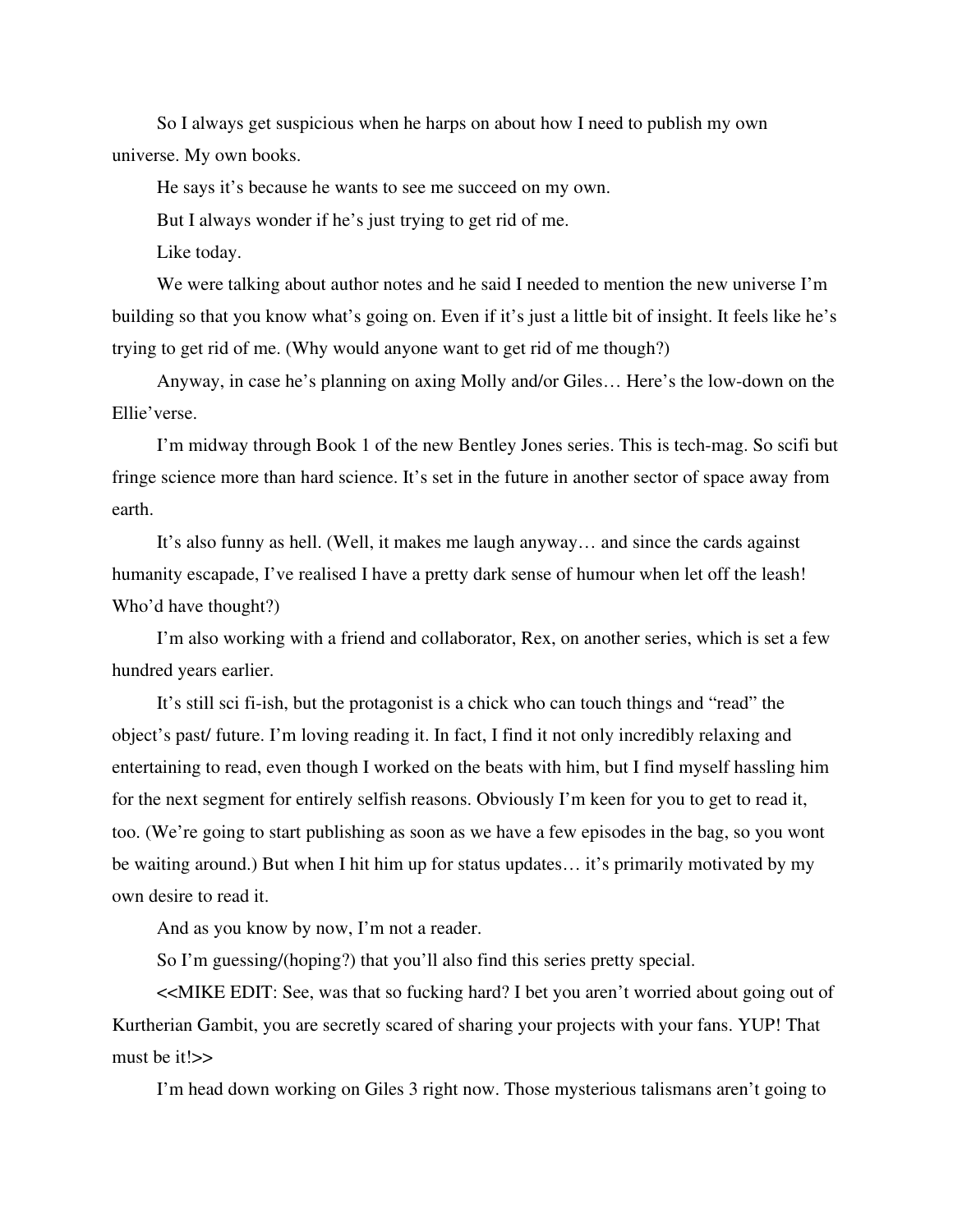So I always get suspicious when he harps on about how I need to publish my own universe. My own books.

He says it's because he wants to see me succeed on my own.

But I always wonder if he's just trying to get rid of me.

Like today.

We were talking about author notes and he said I needed to mention the new universe I'm building so that you know what's going on. Even if it's just a little bit of insight. It feels like he's trying to get rid of me. (Why would anyone want to get rid of me though?)

Anyway, in case he's planning on axing Molly and/or Giles… Here's the low-down on the Ellie'verse.

I'm midway through Book 1 of the new Bentley Jones series. This is tech-mag. So scifi but fringe science more than hard science. It's set in the future in another sector of space away from earth.

It's also funny as hell. (Well, it makes me laugh anyway… and since the cards against humanity escapade, I've realised I have a pretty dark sense of humour when let off the leash! Who'd have thought?)

I'm also working with a friend and collaborator, Rex, on another series, which is set a few hundred years earlier.

It's still sci fi-ish, but the protagonist is a chick who can touch things and "read" the object's past/ future. I'm loving reading it. In fact, I find it not only incredibly relaxing and entertaining to read, even though I worked on the beats with him, but I find myself hassling him for the next segment for entirely selfish reasons. Obviously I'm keen for you to get to read it, too. (We're going to start publishing as soon as we have a few episodes in the bag, so you wont be waiting around.) But when I hit him up for status updates… it's primarily motivated by my own desire to read it.

And as you know by now, I'm not a reader.

So I'm guessing/(hoping?) that you'll also find this series pretty special.

<<MIKE EDIT: See, was that so fucking hard? I bet you aren't worried about going out of Kurtherian Gambit, you are secretly scared of sharing your projects with your fans. YUP! That must be it!>>

I'm head down working on Giles 3 right now. Those mysterious talismans aren't going to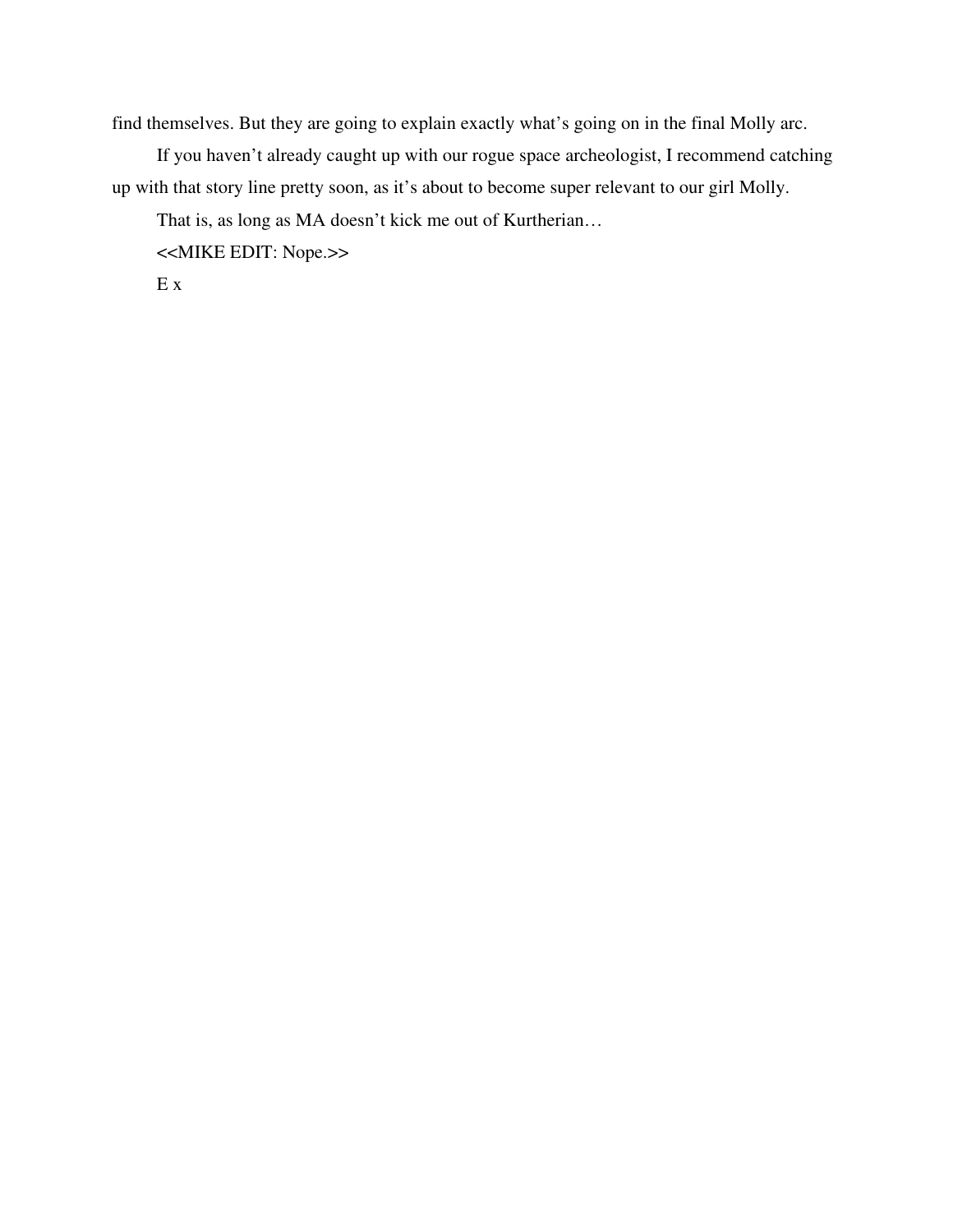find themselves. But they are going to explain exactly what's going on in the final Molly arc.

If you haven't already caught up with our rogue space archeologist, I recommend catching up with that story line pretty soon, as it's about to become super relevant to our girl Molly.

That is, as long as MA doesn't kick me out of Kurtherian…

<<MIKE EDIT: Nope.>>

E x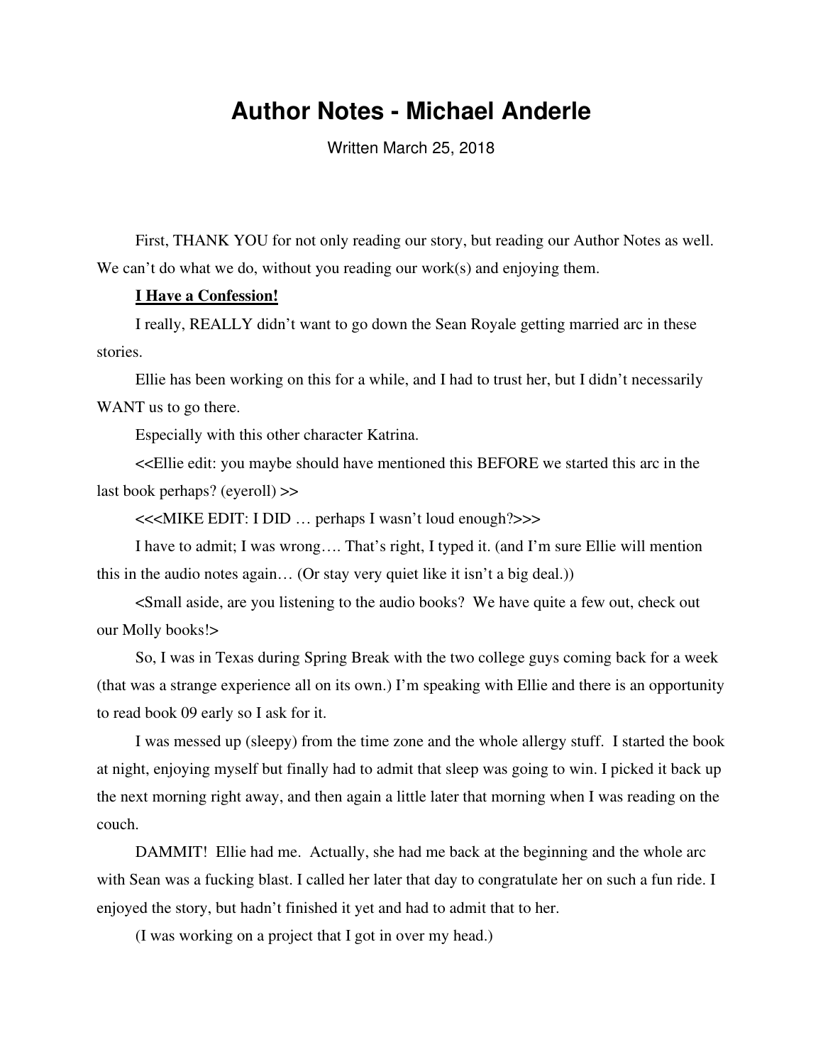# Author Notes - Michael Anderle

Written March 25, 2018

First, THANK YOU for not only reading our story, but reading our Author Notes as well. We can't do what we do, without you reading our work(s) and enjoying them.

**I Have a Confession!**

I really, REALLY didn't want to go down the Sean Royale getting married arc in these stories.

Ellie has been working on this for a while, and I had to trust her, but I didn't necessarily WANT us to go there.

Especially with this other character Katrina.

<<Ellie edit: you maybe should have mentioned this BEFORE we started this arc in the last book perhaps? (eyeroll) >>

<<<MIKE EDIT: I DID … perhaps I wasn't loud enough?>>>

I have to admit; I was wrong…. That's right, I typed it. (and I'm sure Ellie will mention this in the audio notes again… (Or stay very quiet like it isn't a big deal.))

<Small aside, are you listening to the audio books? We have quite a few out, check out our Molly books!>

So, I was in Texas during Spring Break with the two college guys coming back for a week (that was a strange experience all on its own.) I'm speaking with Ellie and there is an opportunity to read book 09 early so I ask for it.

I was messed up (sleepy) from the time zone and the whole allergy stuff. I started the book at night, enjoying myself but finally had to admit that sleep was going to win. I picked it back up the next morning right away, and then again a little later that morning when I was reading on the couch.

DAMMIT! Ellie had me. Actually, she had me back at the beginning and the whole arc with Sean was a fucking blast. I called her later that day to congratulate her on such a fun ride. I enjoyed the story, but hadn't finished it yet and had to admit that to her.

(I was working on a project that I got in over my head.)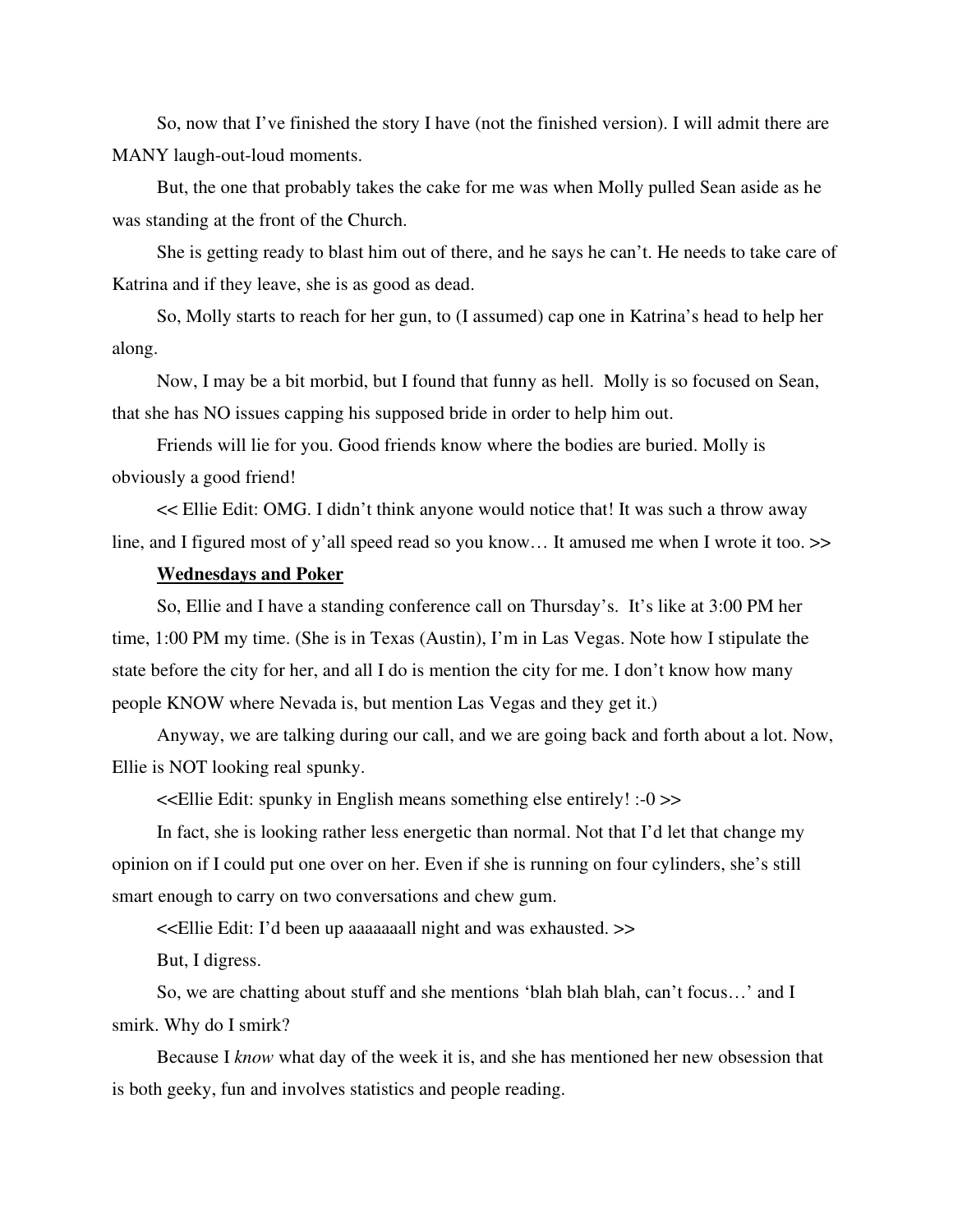So, now that I've finished the story I have (not the finished version). I will admit there are MANY laugh-out-loud moments.

But, the one that probably takes the cake for me was when Molly pulled Sean aside as he was standing at the front of the Church.

She is getting ready to blast him out of there, and he says he can't. He needs to take care of Katrina and if they leave, she is as good as dead.

So, Molly starts to reach for her gun, to (I assumed) cap one in Katrina's head to help her along.

Now, I may be a bit morbid, but I found that funny as hell. Molly is so focused on Sean, that she has NO issues capping his supposed bride in order to help him out.

Friends will lie for you. Good friends know where the bodies are buried. Molly is obviously a good friend!

<< Ellie Edit: OMG. I didn't think anyone would notice that! It was such a throw away line, and I figured most of y'all speed read so you know… It amused me when I wrote it too. >>

**<u>Wednesdays and Poker</u>**

So, Ellie and I have a standing conference call on Thursday's. It's like at 3:00 PM her time, 1:00 PM my time. (She is in Texas (Austin), I'm in Las Vegas. Note how I stipulate the state before the city for her, and all I do is mention the city for me. I don't know how many people KNOW where Nevada is, but mention Las Vegas and they get it.)

Anyway, we are talking during our call, and we are going back and forth about a lot. Now, Ellie is NOT looking real spunky.

<<Ellie Edit: spunky in English means something else entirely! :-0 >>

In fact, she is looking rather less energetic than normal. Not that I'd let that change my opinion on if I could put one over on her. Even if she is running on four cylinders, she's still smart enough to carry on two conversations and chew gum.

<<Ellie Edit: I'd been up aaaaaaall night and was exhausted. >>

But, I digress.

So, we are chatting about stuff and she mentions 'blah blah blah, can't focus…' and I smirk. Why do I smirk?

Because I *know* what day of the week it is, and she has mentioned her new obsession that is both geeky, fun and involves statistics and people reading.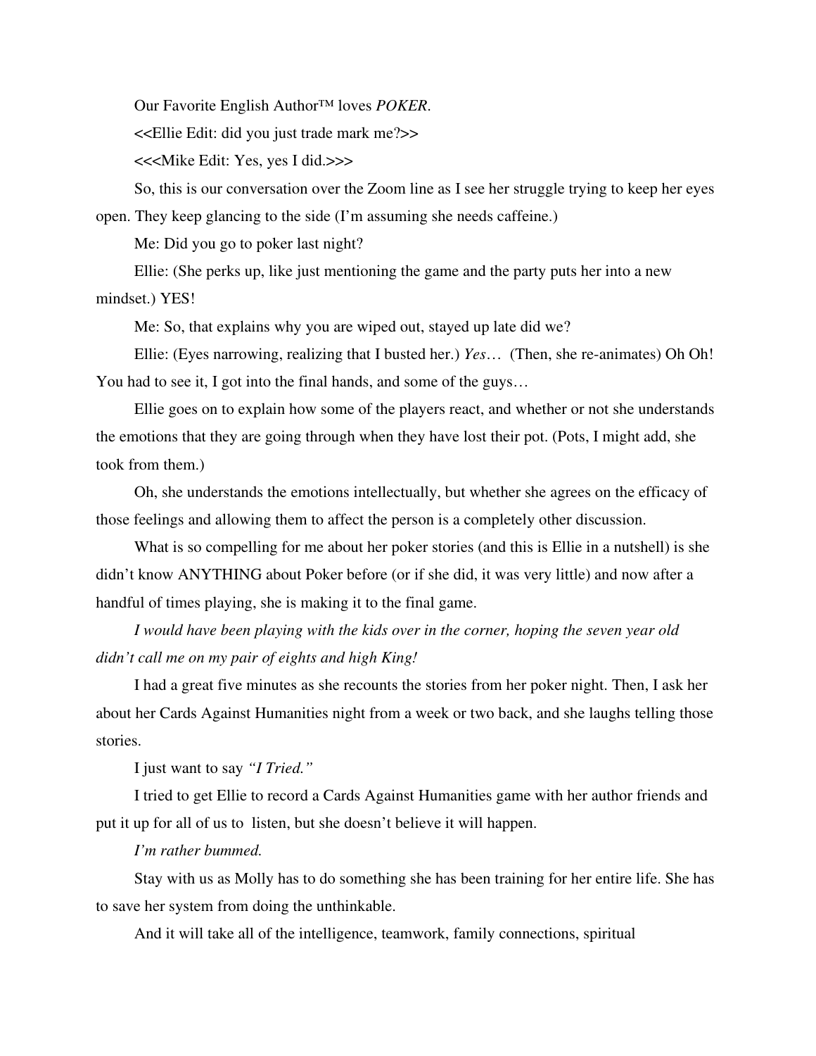Our Favorite English Author™ loves *POKER*.

<<Ellie Edit: did you just trade mark me?>>

<<<Mike Edit: Yes, yes I did.>>>

So, this is our conversation over the Zoom line as I see her struggle trying to keep her eyes open. They keep glancing to the side (I'm assuming she needs caffeine.)

Me: Did you go to poker last night?

Ellie: (She perks up, like just mentioning the game and the party puts her into a new mindset.) YES!

Me: So, that explains why you are wiped out, stayed up late did we?

Ellie: (Eyes narrowing, realizing that I busted her.) *Yes*… (Then, she re-animates) Oh Oh! You had to see it, I got into the final hands, and some of the guys…

Ellie goes on to explain how some of the players react, and whether or not she understands the emotions that they are going through when they have lost their pot. (Pots, I might add, she took from them.)

Oh, she understands the emotions intellectually, but whether she agrees on the efficacy of those feelings and allowing them to affect the person is a completely other discussion.

What is so compelling for me about her poker stories (and this is Ellie in a nutshell) is she didn't know ANYTHING about Poker before (or if she did, it was very little) and now after a handful of times playing, she is making it to the final game.

*I would have been playing with the kids over in the corner, hoping the seven year old didn't call me on my pair of eights and high King!*

I had a great five minutes as she recounts the stories from her poker night. Then, I ask her about her Cards Against Humanities night from a week or two back, and she laughs telling those stories.

I just want to say *"I Tried."*

I tried to get Ellie to record a Cards Against Humanities game with her author friends and put it up for all of us to listen, but she doesn't believe it will happen.

*I'm rather bummed.*

Stay with us as Molly has to do something she has been training for her entire life. She has to save her system from doing the unthinkable.

And it will take all of the intelligence, teamwork, family connections, spiritual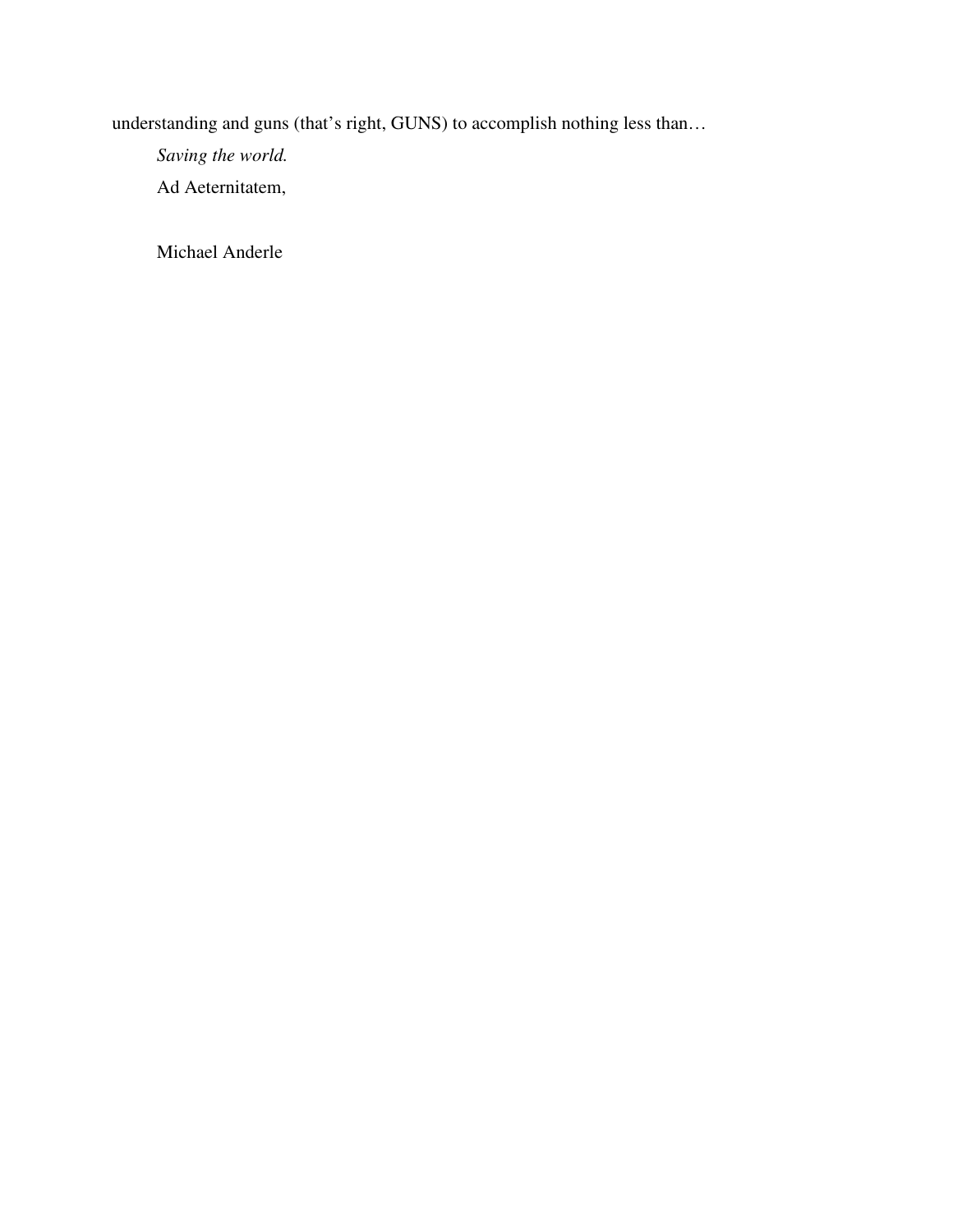understanding and guns (that's right, GUNS) to accomplish nothing less than…

*Saving the world.*

Ad Aeternitatem,

Michael Anderle